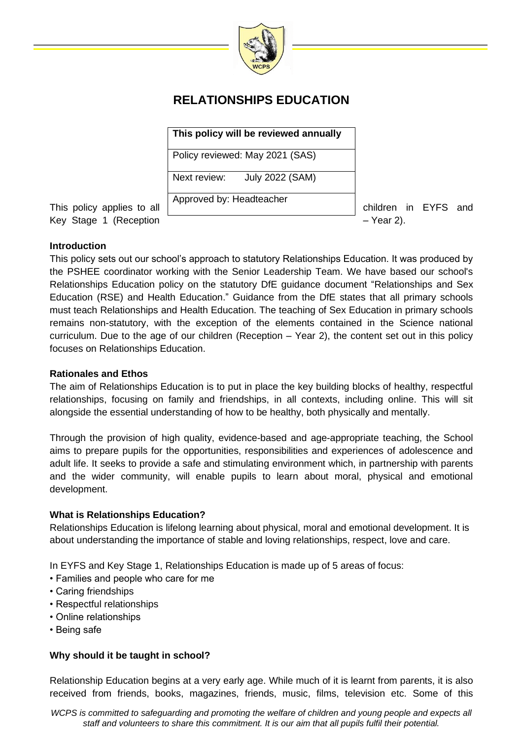# RELATIONSHIPS EDUCATION

| This policy will be reviewed annually |
| --- |
| Policy reviewed: May 2021 (SAS) |
| Next review: July 2022 (SAM) |
| Approved by: Headteacher |

This policy applies to all children in EYFS and Key Stage 1 (Reception – Year 2).

**Introduction**

This policy sets out our school's approach to statutory Relationships Education. It was produced by the PSHEE coordinator working with the Senior Leadership Team. We have based our school's Relationships Education policy on the statutory DfE guidance document "Relationships and Sex Education (RSE) and Health Education." Guidance from the DfE states that all primary schools must teach Relationships and Health Education. The teaching of Sex Education in primary schools remains non-statutory, with the exception of the elements contained in the Science national curriculum. Due to the age of our children (Reception – Year 2), the content set out in this policy focuses on Relationships Education.

**Rationales and Ethos**

The aim of Relationships Education is to put in place the key building blocks of healthy, respectful relationships, focusing on family and friendships, in all contexts, including online. This will sit alongside the essential understanding of how to be healthy, both physically and mentally.

Through the provision of high quality, evidence-based and age-appropriate teaching, the School aims to prepare pupils for the opportunities, responsibilities and experiences of adolescence and adult life. It seeks to provide a safe and stimulating environment which, in partnership with parents and the wider community, will enable pupils to learn about moral, physical and emotional development.

**What is Relationships Education?**

Relationships Education is lifelong learning about physical, moral and emotional development. It is about understanding the importance of stable and loving relationships, respect, love and care.

In EYFS and Key Stage 1, Relationships Education is made up of 5 areas of focus:

- Families and people who care for me
- Caring friendships
- Respectful relationships
- Online relationships
- Being safe

**Why should it be taught in school?**

Relationship Education begins at a very early age. While much of it is learnt from parents, it is also received from friends, books, magazines, friends, music, films, television etc. Some of this

*WCPS is committed to safeguarding and promoting the welfare of children and young people and expects all staff and volunteers to share this commitment. It is our aim that all pupils fulfil their potential.*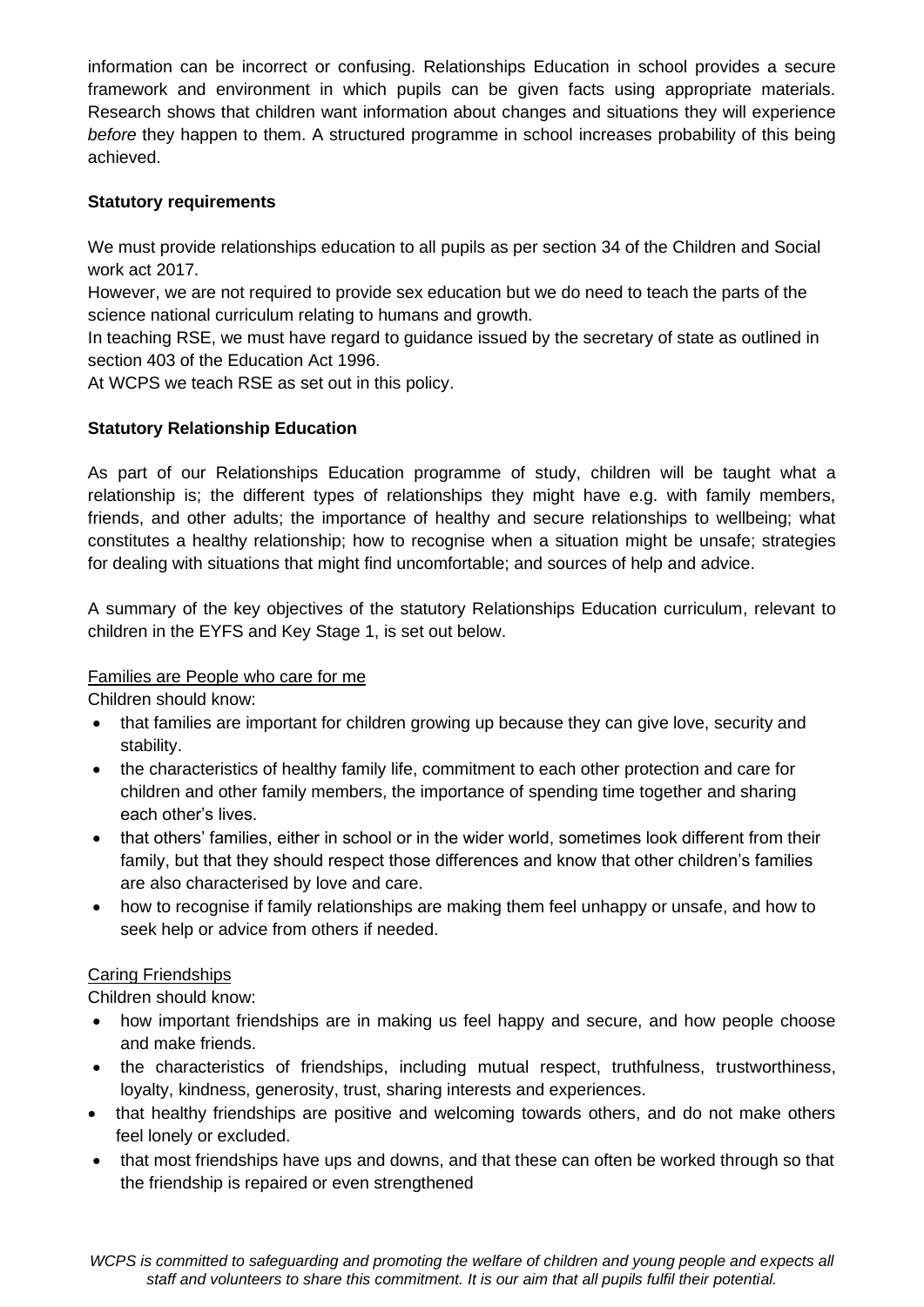information can be incorrect or confusing. Relationships Education in school provides a secure framework and environment in which pupils can be given facts using appropriate materials. Research shows that children want information about changes and situations they will experience *before* they happen to them. A structured programme in school increases probability of this being achieved.

**Statutory requirements**

We must provide relationships education to all pupils as per section 34 of the Children and Social work act 2017.

However, we are not required to provide sex education but we do need to teach the parts of the science national curriculum relating to humans and growth.

In teaching RSE, we must have regard to guidance issued by the secretary of state as outlined in section 403 of the Education Act 1996.

At WCPS we teach RSE as set out in this policy.

**Statutory Relationship Education**

As part of our Relationships Education programme of study, children will be taught what a relationship is; the different types of relationships they might have e.g. with family members, friends, and other adults; the importance of healthy and secure relationships to wellbeing; what constitutes a healthy relationship; how to recognise when a situation might be unsafe; strategies for dealing with situations that might find uncomfortable; and sources of help and advice.

A summary of the key objectives of the statutory Relationships Education curriculum, relevant to children in the EYFS and Key Stage 1, is set out below.

<u>Families are People who care for me</u>

Children should know:

- that families are important for children growing up because they can give love, security and stability.
- the characteristics of healthy family life, commitment to each other protection and care for children and other family members, the importance of spending time together and sharing each other's lives.
- that others' families, either in school or in the wider world, sometimes look different from their family, but that they should respect those differences and know that other children's families are also characterised by love and care.
- how to recognise if family relationships are making them feel unhappy or unsafe, and how to seek help or advice from others if needed.

<u>Caring Friendships</u>

Children should know:

- how important friendships are in making us feel happy and secure, and how people choose and make friends.
- the characteristics of friendships, including mutual respect, truthfulness, trustworthiness, loyalty, kindness, generosity, trust, sharing interests and experiences.
- that healthy friendships are positive and welcoming towards others, and do not make others feel lonely or excluded.
- that most friendships have ups and downs, and that these can often be worked through so that the friendship is repaired or even strengthened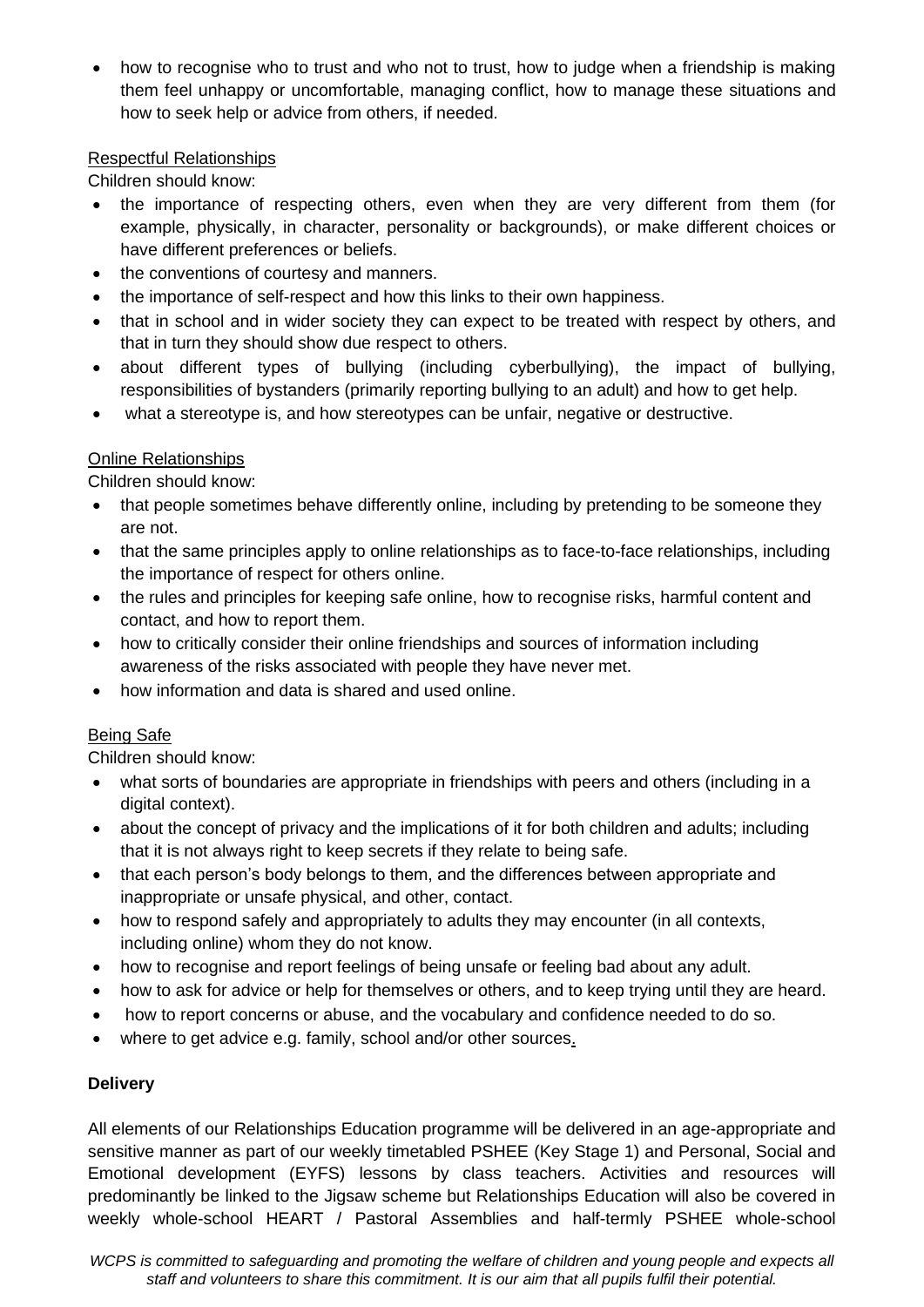- how to recognise who to trust and who not to trust, how to judge when a friendship is making them feel unhappy or uncomfortable, managing conflict, how to manage these situations and how to seek help or advice from others, if needed.

Respectful Relationships

Children should know:

- the importance of respecting others, even when they are very different from them (for example, physically, in character, personality or backgrounds), or make different choices or have different preferences or beliefs.
- the conventions of courtesy and manners.
- the importance of self-respect and how this links to their own happiness.
- that in school and in wider society they can expect to be treated with respect by others, and that in turn they should show due respect to others.
- about different types of bullying (including cyberbullying), the impact of bullying, responsibilities of bystanders (primarily reporting bullying to an adult) and how to get help.
- what a stereotype is, and how stereotypes can be unfair, negative or destructive.

Online Relationships

Children should know:

- that people sometimes behave differently online, including by pretending to be someone they are not.
- that the same principles apply to online relationships as to face-to-face relationships, including the importance of respect for others online.
- the rules and principles for keeping safe online, how to recognise risks, harmful content and contact, and how to report them.
- how to critically consider their online friendships and sources of information including awareness of the risks associated with people they have never met.
- how information and data is shared and used online.

Being Safe

Children should know:

- what sorts of boundaries are appropriate in friendships with peers and others (including in a digital context).
- about the concept of privacy and the implications of it for both children and adults; including that it is not always right to keep secrets if they relate to being safe.
- that each person's body belongs to them, and the differences between appropriate and inappropriate or unsafe physical, and other, contact.
- how to respond safely and appropriately to adults they may encounter (in all contexts, including online) whom they do not know.
- how to recognise and report feelings of being unsafe or feeling bad about any adult.
- how to ask for advice or help for themselves or others, and to keep trying until they are heard.
- how to report concerns or abuse, and the vocabulary and confidence needed to do so.
- where to get advice e.g. family, school and/or other sources.

**Delivery**

All elements of our Relationships Education programme will be delivered in an age-appropriate and sensitive manner as part of our weekly timetabled PSHEE (Key Stage 1) and Personal, Social and Emotional development (EYFS) lessons by class teachers. Activities and resources will predominantly be linked to the Jigsaw scheme but Relationships Education will also be covered in weekly whole-school HEART / Pastoral Assemblies and half-termly PSHEE whole-school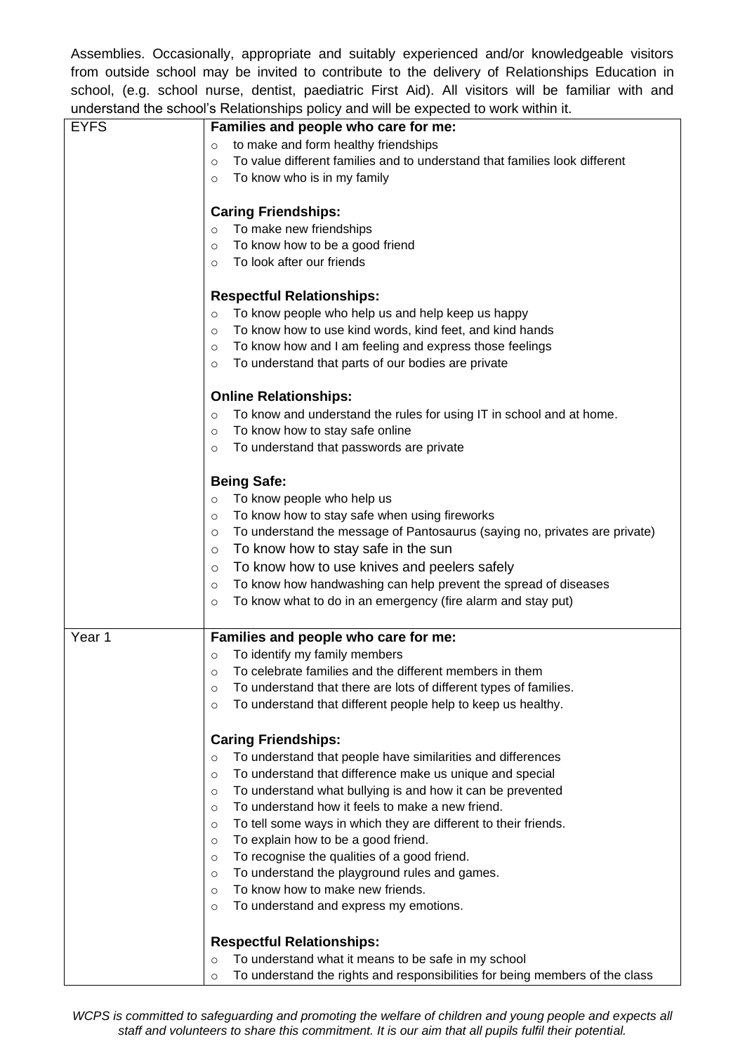Assemblies. Occasionally, appropriate and suitably experienced and/or knowledgeable visitors from outside school may be invited to contribute to the delivery of Relationships Education in school, (e.g. school nurse, dentist, paediatric First Aid). All visitors will be familiar with and understand the school's Relationships policy and will be expected to work within it.

| | |
|---|---|
| EYFS | **Families and people who care for me:**<br>○ to make and form healthy friendships<br>○ To value different families and to understand that families look different<br>○ To know who is in my family<br><br>**Caring Friendships:**<br>○ To make new friendships<br>○ To know how to be a good friend<br>○ To look after our friends<br><br>**Respectful Relationships:**<br>○ To know people who help us and help keep us happy<br>○ To know how to use kind words, kind feet, and kind hands<br>○ To know how and I am feeling and express those feelings<br>○ To understand that parts of our bodies are private<br><br>**Online Relationships:**<br>○ To know and understand the rules for using IT in school and at home.<br>○ To know how to stay safe online<br>○ To understand that passwords are private<br><br>**Being Safe:**<br>○ To know people who help us<br>○ To know how to stay safe when using fireworks<br>○ To understand the message of Pantosaurus (saying no, privates are private)<br>○ To know how to stay safe in the sun<br>○ To know how to use knives and peelers safely<br>○ To know how handwashing can help prevent the spread of diseases<br>○ To know what to do in an emergency (fire alarm and stay put) |
| Year 1 | **Families and people who care for me:**<br>○ To identify my family members<br>○ To celebrate families and the different members in them<br>○ To understand that there are lots of different types of families.<br>○ To understand that different people help to keep us healthy.<br><br>**Caring Friendships:**<br>○ To understand that people have similarities and differences<br>○ To understand that difference make us unique and special<br>○ To understand what bullying is and how it can be prevented<br>○ To understand how it feels to make a new friend.<br>○ To tell some ways in which they are different to their friends.<br>○ To explain how to be a good friend.<br>○ To recognise the qualities of a good friend.<br>○ To understand the playground rules and games.<br>○ To know how to make new friends.<br>○ To understand and express my emotions.<br><br>**Respectful Relationships:**<br>○ To understand what it means to be safe in my school<br>○ To understand the rights and responsibilities for being members of the class |

*WCPS is committed to safeguarding and promoting the welfare of children and young people and expects all staff and volunteers to share this commitment. It is our aim that all pupils fulfil their potential.*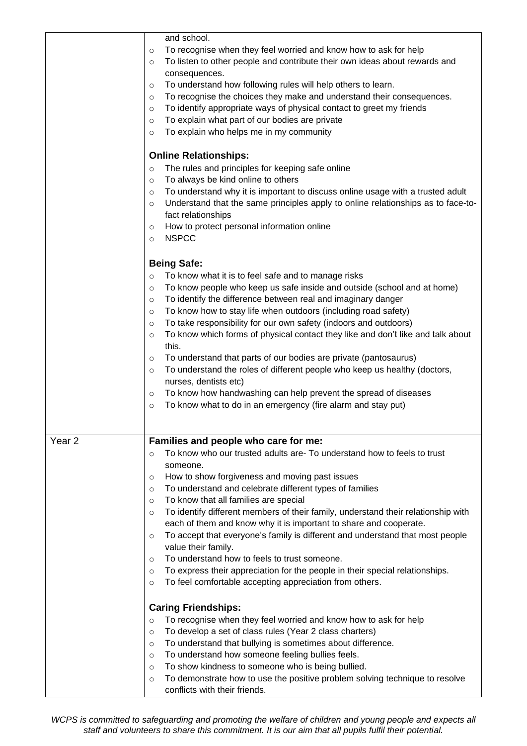| | |
|---|---|
| | and school.<br>◦ To recognise when they feel worried and know how to ask for help<br>◦ To listen to other people and contribute their own ideas about rewards and consequences.<br>◦ To understand how following rules will help others to learn.<br>◦ To recognise the choices they make and understand their consequences.<br>◦ To identify appropriate ways of physical contact to greet my friends<br>◦ To explain what part of our bodies are private<br>◦ To explain who helps me in my community<br><br>**Online Relationships:**<br>◦ The rules and principles for keeping safe online<br>◦ To always be kind online to others<br>◦ To understand why it is important to discuss online usage with a trusted adult<br>◦ Understand that the same principles apply to online relationships as to face-to-fact relationships<br>◦ How to protect personal information online<br>◦ NSPCC<br><br>**Being Safe:**<br>◦ To know what it is to feel safe and to manage risks<br>◦ To know people who keep us safe inside and outside (school and at home)<br>◦ To identify the difference between real and imaginary danger<br>◦ To know how to stay life when outdoors (including road safety)<br>◦ To take responsibility for our own safety (indoors and outdoors)<br>◦ To know which forms of physical contact they like and don't like and talk about this.<br>◦ To understand that parts of our bodies are private (pantosaurus)<br>◦ To understand the roles of different people who keep us healthy (doctors, nurses, dentists etc)<br>◦ To know how handwashing can help prevent the spread of diseases<br>◦ To know what to do in an emergency (fire alarm and stay put) |
| Year 2 | **Families and people who care for me:**<br>◦ To know who our trusted adults are- To understand how to feels to trust someone.<br>◦ How to show forgiveness and moving past issues<br>◦ To understand and celebrate different types of families<br>◦ To know that all families are special<br>◦ To identify different members of their family, understand their relationship with each of them and know why it is important to share and cooperate.<br>◦ To accept that everyone's family is different and understand that most people value their family.<br>◦ To understand how to feels to trust someone.<br>◦ To express their appreciation for the people in their special relationships.<br>◦ To feel comfortable accepting appreciation from others.<br><br>**Caring Friendships:**<br>◦ To recognise when they feel worried and know how to ask for help<br>◦ To develop a set of class rules (Year 2 class charters)<br>◦ To understand that bullying is sometimes about difference.<br>◦ To understand how someone feeling bullies feels.<br>◦ To show kindness to someone who is being bullied.<br>◦ To demonstrate how to use the positive problem solving technique to resolve conflicts with their friends. |

*WCPS is committed to safeguarding and promoting the welfare of children and young people and expects all staff and volunteers to share this commitment. It is our aim that all pupils fulfil their potential.*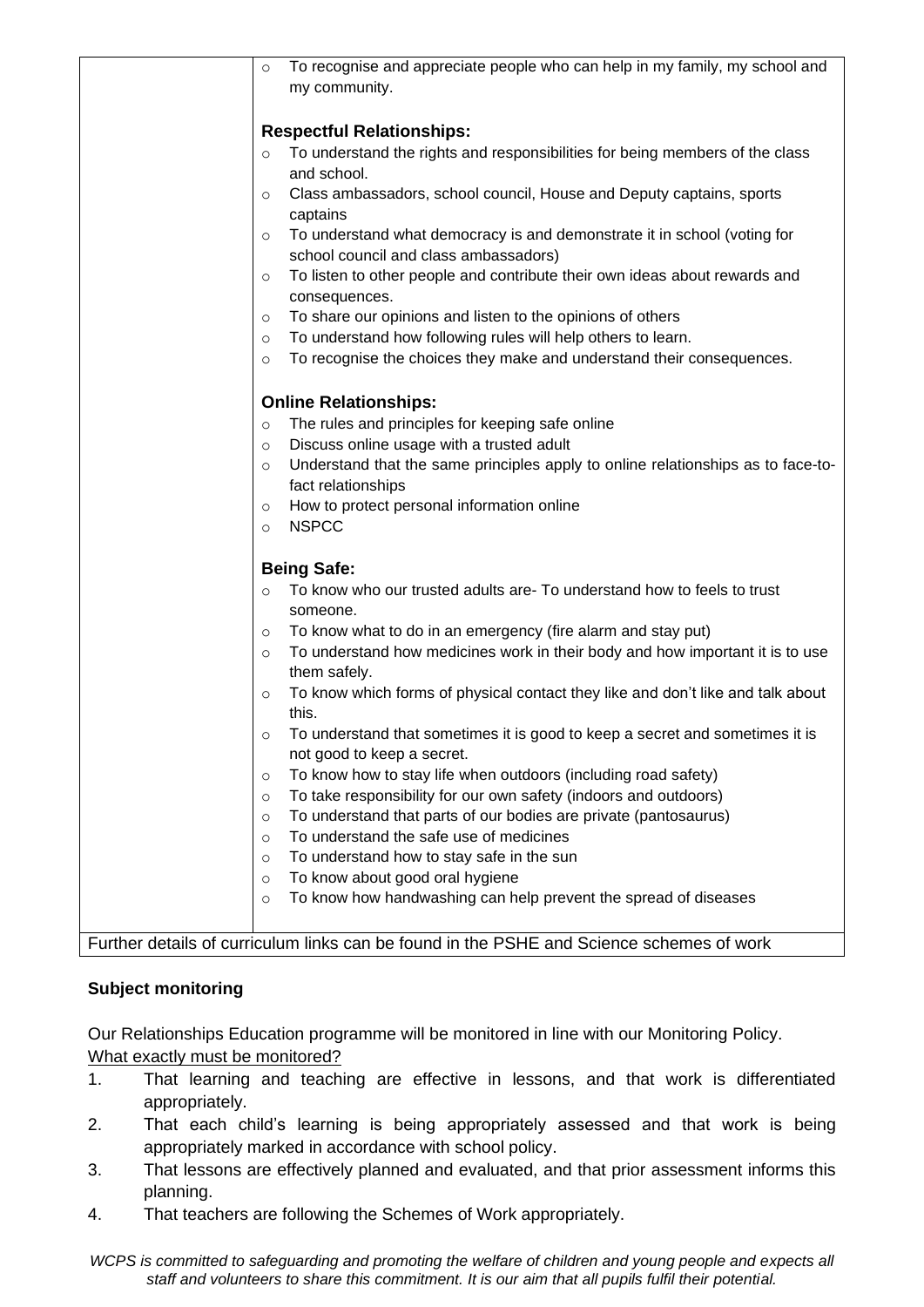| | ○ To recognise and appreciate people who can help in my family, my school and my community.<br><br>**Respectful Relationships:**<br>○ To understand the rights and responsibilities for being members of the class and school.<br>○ Class ambassadors, school council, House and Deputy captains, sports captains<br>○ To understand what democracy is and demonstrate it in school (voting for school council and class ambassadors)<br>○ To listen to other people and contribute their own ideas about rewards and consequences.<br>○ To share our opinions and listen to the opinions of others<br>○ To understand how following rules will help others to learn.<br>○ To recognise the choices they make and understand their consequences.<br><br>**Online Relationships:**<br>○ The rules and principles for keeping safe online<br>○ Discuss online usage with a trusted adult<br>○ Understand that the same principles apply to online relationships as to face-to-fact relationships<br>○ How to protect personal information online<br>○ NSPCC<br><br>**Being Safe:**<br>○ To know who our trusted adults are- To understand how to feels to trust someone.<br>○ To know what to do in an emergency (fire alarm and stay put)<br>○ To understand how medicines work in their body and how important it is to use them safely.<br>○ To know which forms of physical contact they like and don't like and talk about this.<br>○ To understand that sometimes it is good to keep a secret and sometimes it is not good to keep a secret.<br>○ To know how to stay life when outdoors (including road safety)<br>○ To take responsibility for our own safety (indoors and outdoors)<br>○ To understand that parts of our bodies are private (pantosaurus)<br>○ To understand the safe use of medicines<br>○ To understand how to stay safe in the sun<br>○ To know about good oral hygiene<br>○ To know how handwashing can help prevent the spread of diseases |
|---|---|
| Further details of curriculum links can be found in the PSHE and Science schemes of work | |

**Subject monitoring**

Our Relationships Education programme will be monitored in line with our Monitoring Policy.

What exactly must be monitored?

1. That learning and teaching are effective in lessons, and that work is differentiated appropriately.
2. That each child's learning is being appropriately assessed and that work is being appropriately marked in accordance with school policy.
3. That lessons are effectively planned and evaluated, and that prior assessment informs this planning.
4. That teachers are following the Schemes of Work appropriately.

*WCPS is committed to safeguarding and promoting the welfare of children and young people and expects all staff and volunteers to share this commitment. It is our aim that all pupils fulfil their potential.*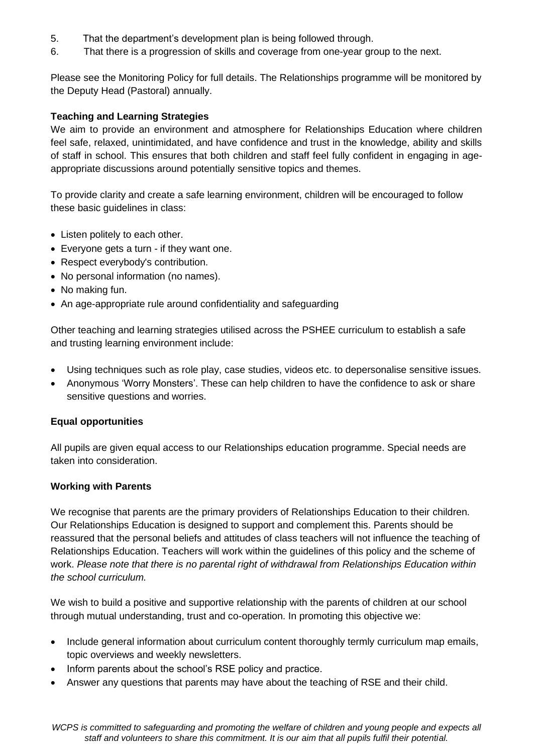5. That the department's development plan is being followed through.
6. That there is a progression of skills and coverage from one-year group to the next.

Please see the Monitoring Policy for full details. The Relationships programme will be monitored by the Deputy Head (Pastoral) annually.

**Teaching and Learning Strategies**

We aim to provide an environment and atmosphere for Relationships Education where children feel safe, relaxed, unintimidated, and have confidence and trust in the knowledge, ability and skills of staff in school. This ensures that both children and staff feel fully confident in engaging in age-appropriate discussions around potentially sensitive topics and themes.

To provide clarity and create a safe learning environment, children will be encouraged to follow these basic guidelines in class:

- Listen politely to each other.
- Everyone gets a turn - if they want one.
- Respect everybody's contribution.
- No personal information (no names).
- No making fun.
- An age-appropriate rule around confidentiality and safeguarding

Other teaching and learning strategies utilised across the PSHEE curriculum to establish a safe and trusting learning environment include:

- Using techniques such as role play, case studies, videos etc. to depersonalise sensitive issues.
- Anonymous 'Worry Monsters'. These can help children to have the confidence to ask or share sensitive questions and worries.

**Equal opportunities**

All pupils are given equal access to our Relationships education programme. Special needs are taken into consideration.

**Working with Parents**

We recognise that parents are the primary providers of Relationships Education to their children. Our Relationships Education is designed to support and complement this. Parents should be reassured that the personal beliefs and attitudes of class teachers will not influence the teaching of Relationships Education. Teachers will work within the guidelines of this policy and the scheme of work. *Please note that there is no parental right of withdrawal from Relationships Education within the school curriculum.*

We wish to build a positive and supportive relationship with the parents of children at our school through mutual understanding, trust and co-operation. In promoting this objective we:

- Include general information about curriculum content thoroughly termly curriculum map emails, topic overviews and weekly newsletters.
- Inform parents about the school's RSE policy and practice.
- Answer any questions that parents may have about the teaching of RSE and their child.

*WCPS is committed to safeguarding and promoting the welfare of children and young people and expects all staff and volunteers to share this commitment. It is our aim that all pupils fulfil their potential.*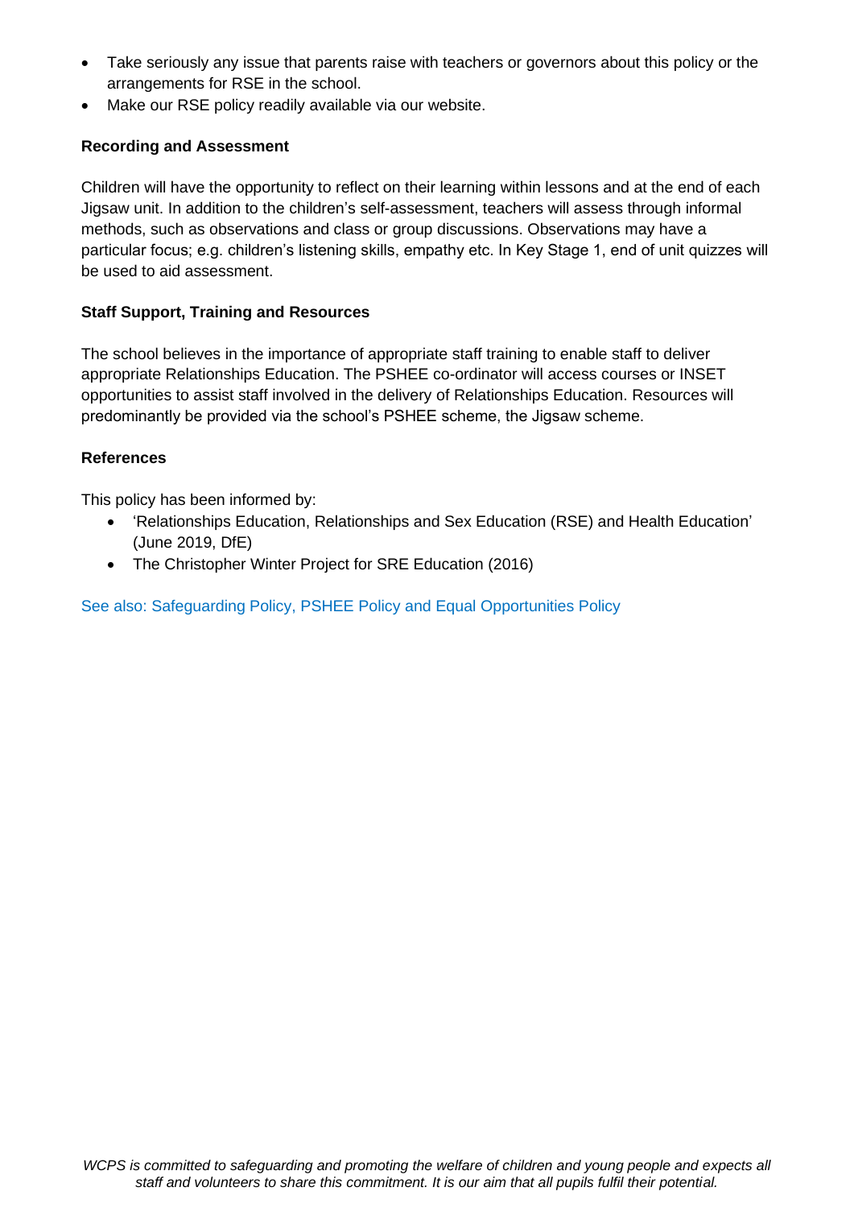- Take seriously any issue that parents raise with teachers or governors about this policy or the arrangements for RSE in the school.
- Make our RSE policy readily available via our website.

**Recording and Assessment**

Children will have the opportunity to reflect on their learning within lessons and at the end of each Jigsaw unit. In addition to the children's self-assessment, teachers will assess through informal methods, such as observations and class or group discussions. Observations may have a particular focus; e.g. children's listening skills, empathy etc. In Key Stage 1, end of unit quizzes will be used to aid assessment.

**Staff Support, Training and Resources**

The school believes in the importance of appropriate staff training to enable staff to deliver appropriate Relationships Education. The PSHEE co-ordinator will access courses or INSET opportunities to assist staff involved in the delivery of Relationships Education. Resources will predominantly be provided via the school's PSHEE scheme, the Jigsaw scheme.

**References**

This policy has been informed by:

- 'Relationships Education, Relationships and Sex Education (RSE) and Health Education' (June 2019, DfE)
- The Christopher Winter Project for SRE Education (2016)

See also: Safeguarding Policy, PSHEE Policy and Equal Opportunities Policy

*WCPS is committed to safeguarding and promoting the welfare of children and young people and expects all staff and volunteers to share this commitment. It is our aim that all pupils fulfil their potential.*